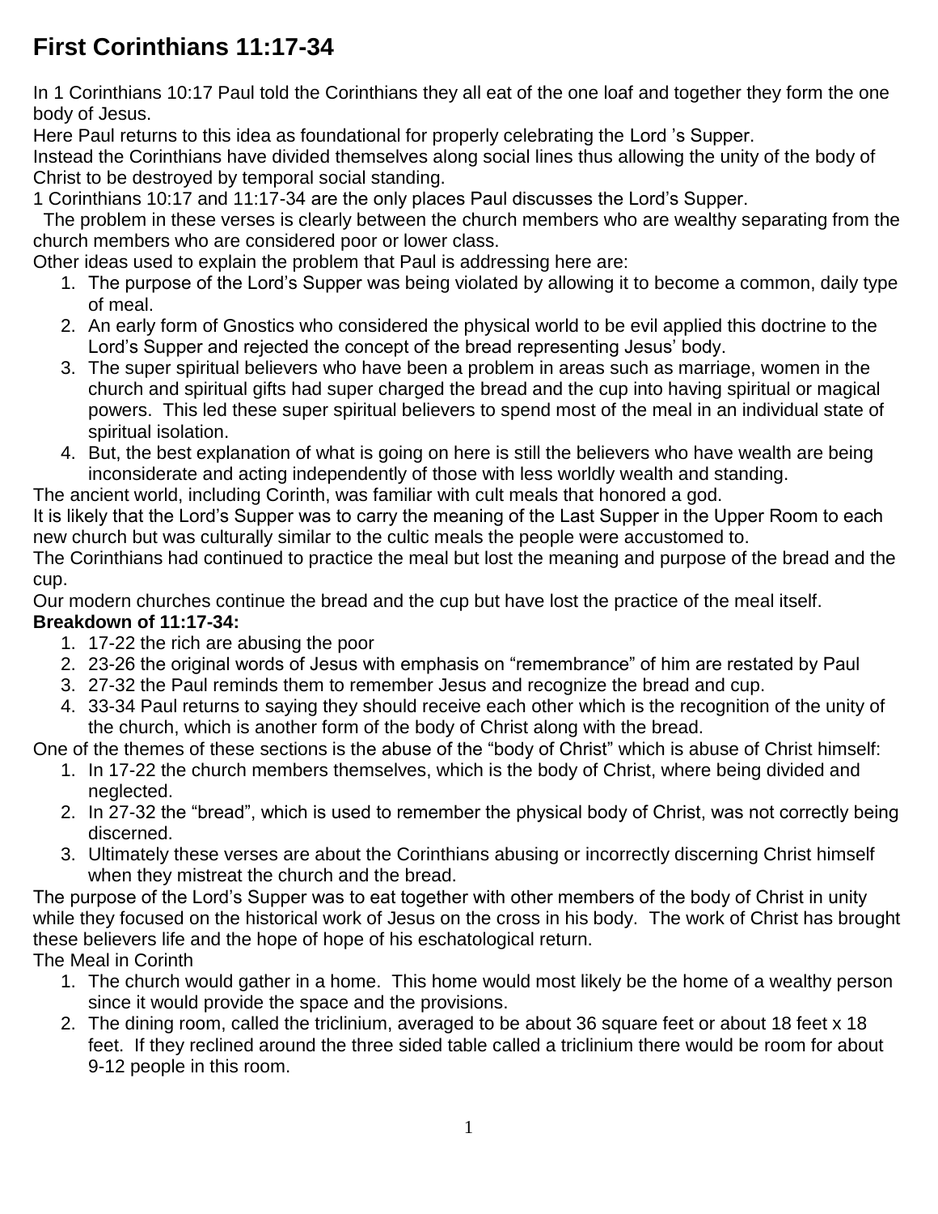# First Corinthians 11:17-34

In 1 Corinthians 10:17 Paul told the Corinthians they all eat of the one loaf and together they form the one body of Jesus.

Here Paul returns to this idea as foundational for properly celebrating the Lord 's Supper.

Instead the Corinthians have divided themselves along social lines thus allowing the unity of the body of Christ to be destroyed by temporal social standing.

1 Corinthians 10:17 and 11:17-34 are the only places Paul discusses the Lord's Supper.

The problem in these verses is clearly between the church members who are wealthy separating from the church members who are considered poor or lower class.

Other ideas used to explain the problem that Paul is addressing here are:

1. The purpose of the Lord's Supper was being violated by allowing it to become a common, daily type of meal.
2. An early form of Gnostics who considered the physical world to be evil applied this doctrine to the Lord's Supper and rejected the concept of the bread representing Jesus' body.
3. The super spiritual believers who have been a problem in areas such as marriage, women in the church and spiritual gifts had super charged the bread and the cup into having spiritual or magical powers. This led these super spiritual believers to spend most of the meal in an individual state of spiritual isolation.
4. But, the best explanation of what is going on here is still the believers who have wealth are being inconsiderate and acting independently of those with less worldly wealth and standing.

The ancient world, including Corinth, was familiar with cult meals that honored a god.

It is likely that the Lord's Supper was to carry the meaning of the Last Supper in the Upper Room to each new church but was culturally similar to the cultic meals the people were accustomed to.

The Corinthians had continued to practice the meal but lost the meaning and purpose of the bread and the cup.

Our modern churches continue the bread and the cup but have lost the practice of the meal itself.

**Breakdown of 11:17-34:**

1. 17-22 the rich are abusing the poor
2. 23-26 the original words of Jesus with emphasis on "remembrance" of him are restated by Paul
3. 27-32 the Paul reminds them to remember Jesus and recognize the bread and cup.
4. 33-34 Paul returns to saying they should receive each other which is the recognition of the unity of the church, which is another form of the body of Christ along with the bread.

One of the themes of these sections is the abuse of the "body of Christ" which is abuse of Christ himself:

1. In 17-22 the church members themselves, which is the body of Christ, where being divided and neglected.
2. In 27-32 the "bread", which is used to remember the physical body of Christ, was not correctly being discerned.
3. Ultimately these verses are about the Corinthians abusing or incorrectly discerning Christ himself when they mistreat the church and the bread.

The purpose of the Lord's Supper was to eat together with other members of the body of Christ in unity while they focused on the historical work of Jesus on the cross in his body. The work of Christ has brought these believers life and the hope of hope of his eschatological return.

The Meal in Corinth

1. The church would gather in a home. This home would most likely be the home of a wealthy person since it would provide the space and the provisions.
2. The dining room, called the triclinium, averaged to be about 36 square feet or about 18 feet x 18 feet. If they reclined around the three sided table called a triclinium there would be room for about 9-12 people in this room.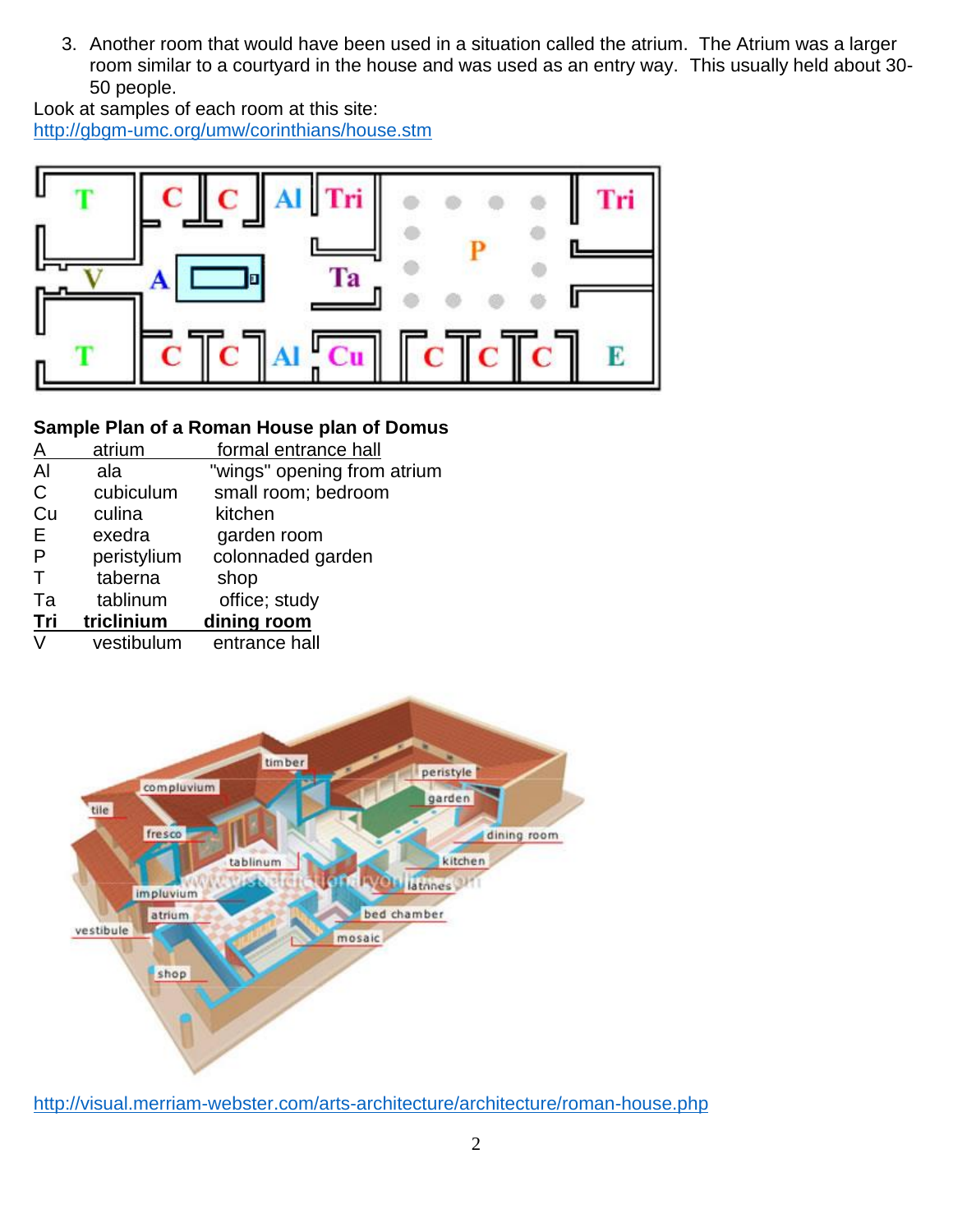3. Another room that would have been used in a situation called the atrium. The Atrium was a larger room similar to a courtyard in the house and was used as an entry way. This usually held about 30-50 people.

Look at samples of each room at this site:
http://gbgm-umc.org/umw/corinthians/house.stm

**Sample Plan of a Roman House plan of Domus**

| | | |
|---|---|---|
| A | atrium | formal entrance hall |
| Al | ala | "wings" opening from atrium |
| C | cubiculum | small room; bedroom |
| Cu | culina | kitchen |
| E | exedra | garden room |
| P | peristylium | colonnaded garden |
| T | taberna | shop |
| Ta | tablinum | office; study |
| **Tri** | **triclinium** | **dining room** |
| V | vestibulum | entrance hall |

http://visual.merriam-webster.com/arts-architecture/architecture/roman-house.php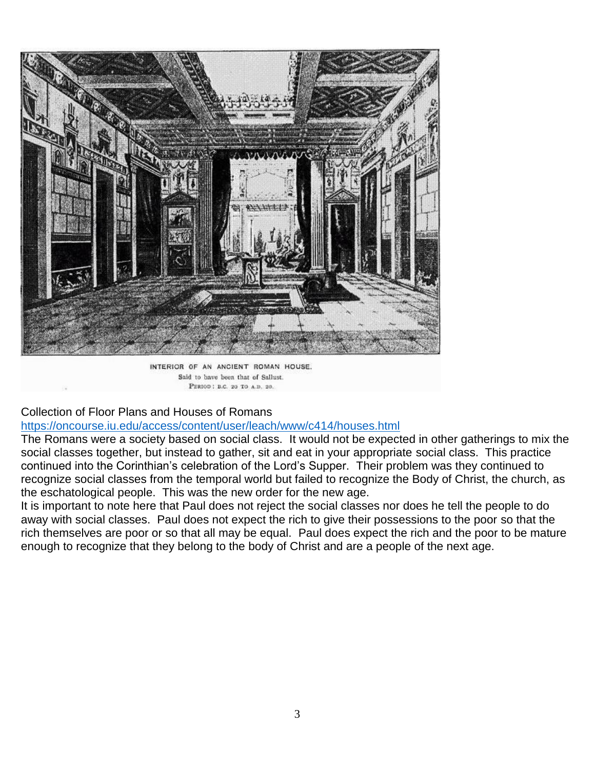INTERIOR OF AN ANCIENT ROMAN HOUSE.
Said to have been that of Sallust.
PERIOD: B.C. 20 TO A.D. 20.

Collection of Floor Plans and Houses of Romans
https://oncourse.iu.edu/access/content/user/leach/www/c414/houses.html

The Romans were a society based on social class. It would not be expected in other gatherings to mix the social classes together, but instead to gather, sit and eat in your appropriate social class. This practice continued into the Corinthian's celebration of the Lord's Supper. Their problem was they continued to recognize social classes from the temporal world but failed to recognize the Body of Christ, the church, as the eschatological people. This was the new order for the new age.

It is important to note here that Paul does not reject the social classes nor does he tell the people to do away with social classes. Paul does not expect the rich to give their possessions to the poor so that the rich themselves are poor or so that all may be equal. Paul does expect the rich and the poor to be mature enough to recognize that they belong to the body of Christ and are a people of the next age.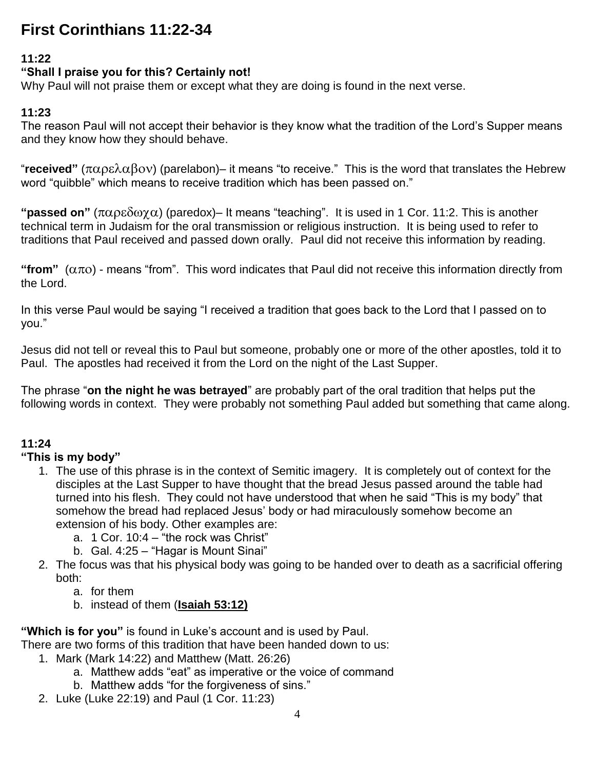# First Corinthians 11:22-34

**11:22**
**"Shall I praise you for this? Certainly not!**
Why Paul will not praise them or except what they are doing is found in the next verse.

**11:23**
The reason Paul will not accept their behavior is they know what the tradition of the Lord's Supper means and they know how they should behave.

"**received"** (παρελαβον) (parelabon)– it means "to receive." This is the word that translates the Hebrew word "quibble" which means to receive tradition which has been passed on."

**"passed on"** (παρεδωχα) (paredox)– It means "teaching". It is used in 1 Cor. 11:2. This is another technical term in Judaism for the oral transmission or religious instruction. It is being used to refer to traditions that Paul received and passed down orally. Paul did not receive this information by reading.

**"from"** (απο) - means "from". This word indicates that Paul did not receive this information directly from the Lord.

In this verse Paul would be saying "I received a tradition that goes back to the Lord that I passed on to you."

Jesus did not tell or reveal this to Paul but someone, probably one or more of the other apostles, told it to Paul. The apostles had received it from the Lord on the night of the Last Supper.

The phrase "**on the night he was betrayed**" are probably part of the oral tradition that helps put the following words in context. They were probably not something Paul added but something that came along.

**11:24**
**"This is my body"**

1. The use of this phrase is in the context of Semitic imagery. It is completely out of context for the disciples at the Last Supper to have thought that the bread Jesus passed around the table had turned into his flesh. They could not have understood that when he said "This is my body" that somehow the bread had replaced Jesus' body or had miraculously somehow become an extension of his body. Other examples are:
   a. 1 Cor. 10:4 – "the rock was Christ"
   b. Gal. 4:25 – "Hagar is Mount Sinai"
2. The focus was that his physical body was going to be handed over to death as a sacrificial offering both:
   a. for them
   b. instead of them (**Isaiah 53:12)**

**"Which is for you"** is found in Luke's account and is used by Paul.
There are two forms of this tradition that have been handed down to us:

1. Mark (Mark 14:22) and Matthew (Matt. 26:26)
   a. Matthew adds "eat" as imperative or the voice of command
   b. Matthew adds "for the forgiveness of sins."
2. Luke (Luke 22:19) and Paul (1 Cor. 11:23)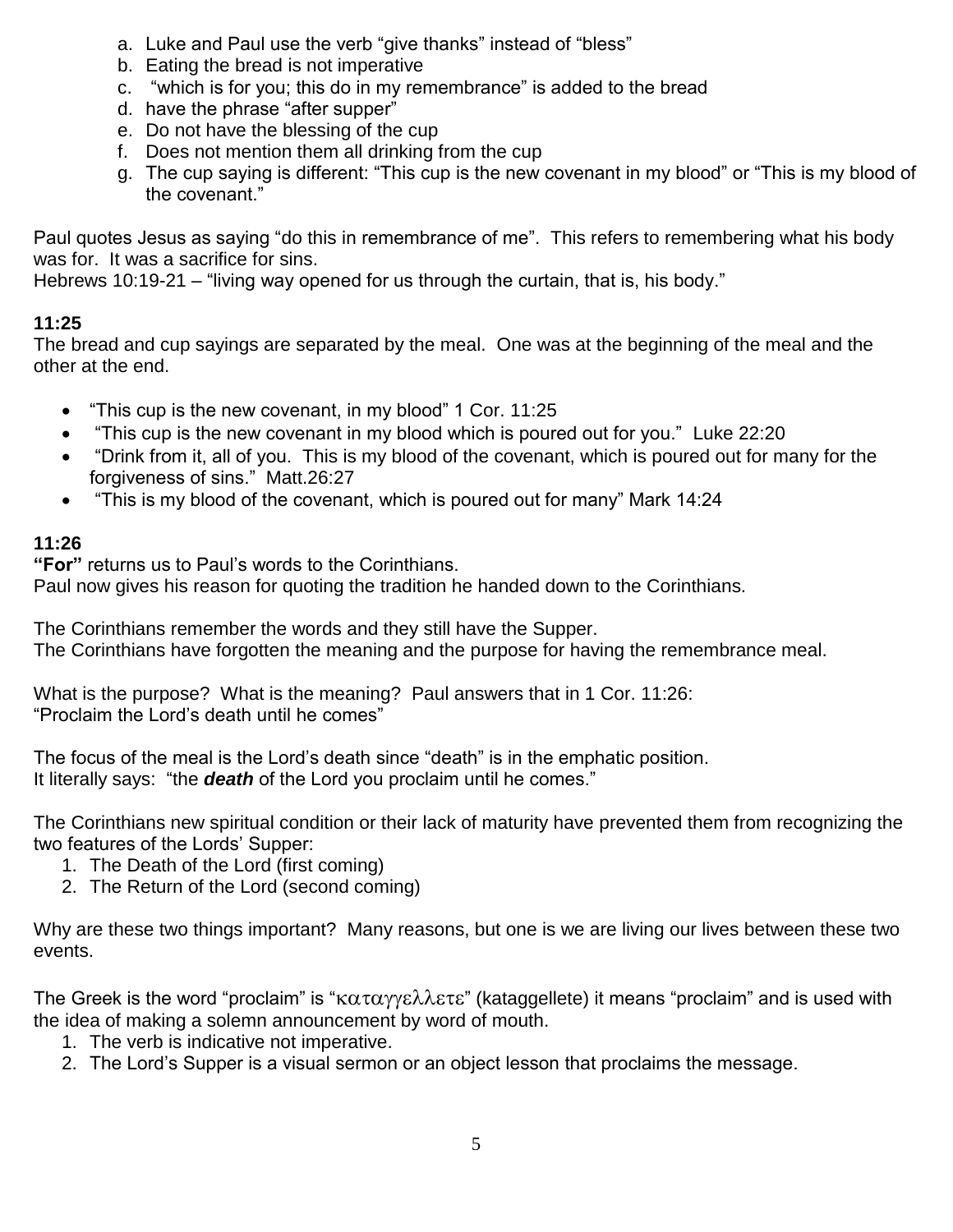a. Luke and Paul use the verb “give thanks” instead of “bless”
b. Eating the bread is not imperative
c. “which is for you; this do in my remembrance” is added to the bread
d. have the phrase “after supper”
e. Do not have the blessing of the cup
f. Does not mention them all drinking from the cup
g. The cup saying is different: “This cup is the new covenant in my blood” or “This is my blood of the covenant.”

Paul quotes Jesus as saying “do this in remembrance of me”. This refers to remembering what his body was for. It was a sacrifice for sins.
Hebrews 10:19-21 – “living way opened for us through the curtain, that is, his body.”

**11:25**
The bread and cup sayings are separated by the meal. One was at the beginning of the meal and the other at the end.

- “This cup is the new covenant, in my blood” 1 Cor. 11:25
- “This cup is the new covenant in my blood which is poured out for you.” Luke 22:20
- “Drink from it, all of you. This is my blood of the covenant, which is poured out for many for the forgiveness of sins.” Matt.26:27
- “This is my blood of the covenant, which is poured out for many” Mark 14:24

**11:26**
**“For”** returns us to Paul’s words to the Corinthians.
Paul now gives his reason for quoting the tradition he handed down to the Corinthians.

The Corinthians remember the words and they still have the Supper.
The Corinthians have forgotten the meaning and the purpose for having the remembrance meal.

What is the purpose? What is the meaning? Paul answers that in 1 Cor. 11:26:
“Proclaim the Lord’s death until he comes”

The focus of the meal is the Lord’s death since “death” is in the emphatic position.
It literally says: “the ***death*** of the Lord you proclaim until he comes.”

The Corinthians new spiritual condition or their lack of maturity have prevented them from recognizing the two features of the Lords’ Supper:

1. The Death of the Lord (first coming)
2. The Return of the Lord (second coming)

Why are these two things important? Many reasons, but one is we are living our lives between these two events.

The Greek is the word “proclaim” is “καταγγελλετε” (kataggellete) it means “proclaim” and is used with the idea of making a solemn announcement by word of mouth.

1. The verb is indicative not imperative.
2. The Lord’s Supper is a visual sermon or an object lesson that proclaims the message.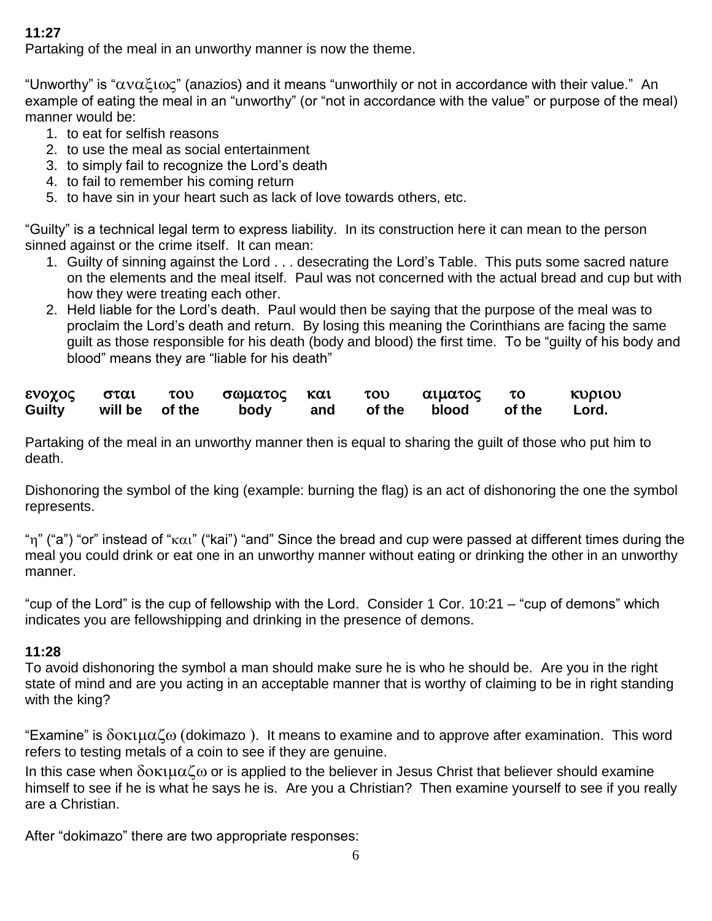**11:27**
Partaking of the meal in an unworthy manner is now the theme.

"Unworthy" is "αναξιως" (anazios) and it means "unworthily or not in accordance with their value." An example of eating the meal in an "unworthy" (or "not in accordance with the value" or purpose of the meal) manner would be:

1. to eat for selfish reasons
2. to use the meal as social entertainment
3. to simply fail to recognize the Lord's death
4. to fail to remember his coming return
5. to have sin in your heart such as lack of love towards others, etc.

"Guilty" is a technical legal term to express liability. In its construction here it can mean to the person sinned against or the crime itself. It can mean:

1. Guilty of sinning against the Lord . . . desecrating the Lord's Table. This puts some sacred nature on the elements and the meal itself. Paul was not concerned with the actual bread and cup but with how they were treating each other.
2. Held liable for the Lord's death. Paul would then be saying that the purpose of the meal was to proclaim the Lord's death and return. By losing this meaning the Corinthians are facing the same guilt as those responsible for his death (body and blood) the first time. To be "guilty of his body and blood" means they are "liable for his death"

| ενοχος | σται | του | σωματος | και | του | αιματος | το | κυριου |
|---|---|---|---|---|---|---|---|---|
| **Guilty** | **will be** | **of the** | **body** | **and** | **of the** | **blood** | **of the** | **Lord.** |

Partaking of the meal in an unworthy manner then is equal to sharing the guilt of those who put him to death.

Dishonoring the symbol of the king (example: burning the flag) is an act of dishonoring the one the symbol represents.

"η" ("a") "or" instead of "και" ("kai") "and" Since the bread and cup were passed at different times during the meal you could drink or eat one in an unworthy manner without eating or drinking the other in an unworthy manner.

"cup of the Lord" is the cup of fellowship with the Lord. Consider 1 Cor. 10:21 – "cup of demons" which indicates you are fellowshipping and drinking in the presence of demons.

**11:28**
To avoid dishonoring the symbol a man should make sure he is who he should be. Are you in the right state of mind and are you acting in an acceptable manner that is worthy of claiming to be in right standing with the king?

"Examine" is δοκιμαζω (dokimazo ). It means to examine and to approve after examination. This word refers to testing metals of a coin to see if they are genuine.
In this case when δοκιμαζω or is applied to the believer in Jesus Christ that believer should examine himself to see if he is what he says he is. Are you a Christian? Then examine yourself to see if you really are a Christian.

After "dokimazo" there are two appropriate responses: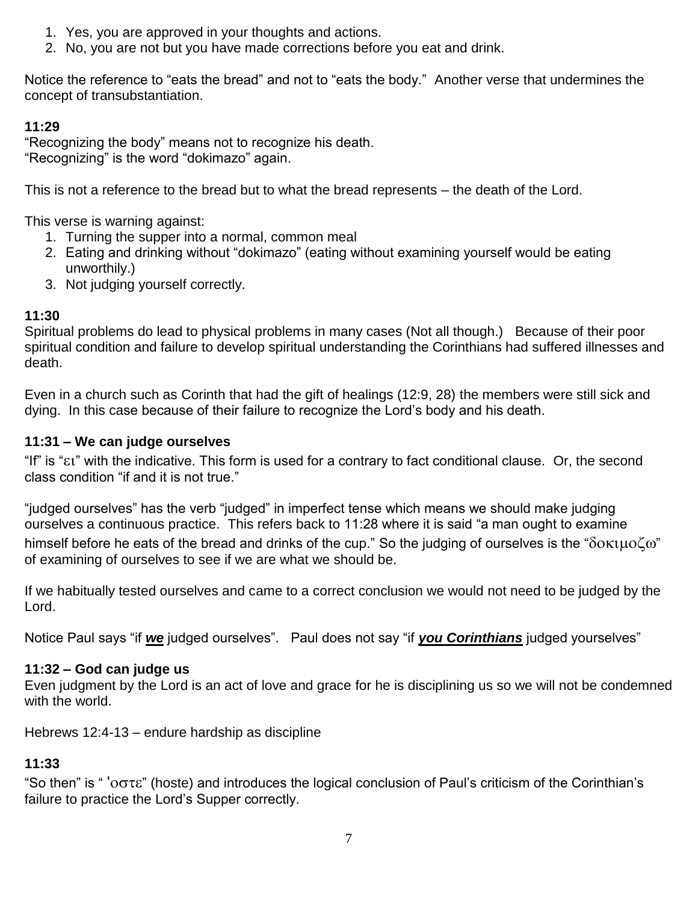1. Yes, you are approved in your thoughts and actions.
2. No, you are not but you have made corrections before you eat and drink.

Notice the reference to "eats the bread" and not to "eats the body." Another verse that undermines the concept of transubstantiation.

**11:29**

"Recognizing the body" means not to recognize his death.
"Recognizing" is the word "dokimazo" again.

This is not a reference to the bread but to what the bread represents – the death of the Lord.

This verse is warning against:

1. Turning the supper into a normal, common meal
2. Eating and drinking without "dokimazo" (eating without examining yourself would be eating unworthily.)
3. Not judging yourself correctly.

**11:30**

Spiritual problems do lead to physical problems in many cases (Not all though.) Because of their poor spiritual condition and failure to develop spiritual understanding the Corinthians had suffered illnesses and death.

Even in a church such as Corinth that had the gift of healings (12:9, 28) the members were still sick and dying. In this case because of their failure to recognize the Lord's body and his death.

**11:31 – We can judge ourselves**

"If" is "ει" with the indicative. This form is used for a contrary to fact conditional clause. Or, the second class condition "if and it is not true."

"judged ourselves" has the verb "judged" in imperfect tense which means we should make judging ourselves a continuous practice. This refers back to 11:28 where it is said "a man ought to examine himself before he eats of the bread and drinks of the cup." So the judging of ourselves is the "δοκιμοζω" of examining of ourselves to see if we are what we should be.

If we habitually tested ourselves and came to a correct conclusion we would not need to be judged by the Lord.

Notice Paul says "if ***<u>we</u>*** judged ourselves". Paul does not say "if ***<u>you Corinthians</u>*** judged yourselves"

**11:32 – God can judge us**

Even judgment by the Lord is an act of love and grace for he is disciplining us so we will not be condemned with the world.

Hebrews 12:4-13 – endure hardship as discipline

**11:33**

"So then" is " ʹοστε" (hoste) and introduces the logical conclusion of Paul's criticism of the Corinthian's failure to practice the Lord's Supper correctly.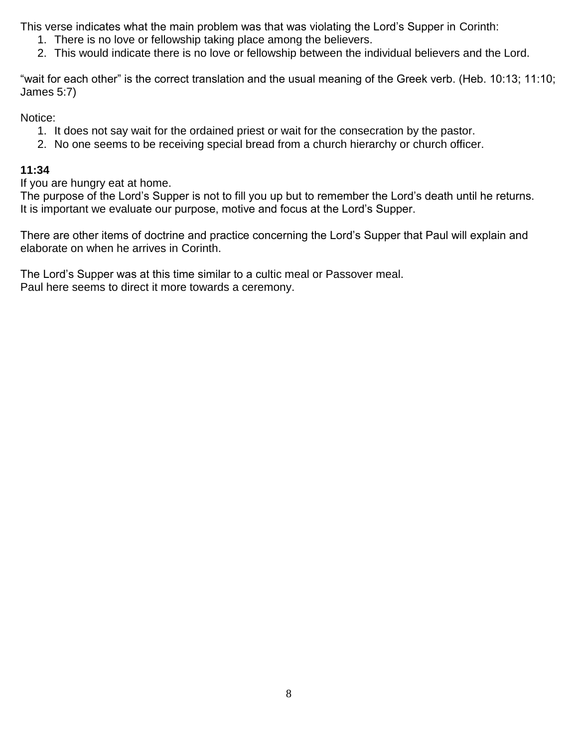This verse indicates what the main problem was that was violating the Lord's Supper in Corinth:

1. There is no love or fellowship taking place among the believers.
2. This would indicate there is no love or fellowship between the individual believers and the Lord.

"wait for each other" is the correct translation and the usual meaning of the Greek verb. (Heb. 10:13; 11:10; James 5:7)

Notice:

1. It does not say wait for the ordained priest or wait for the consecration by the pastor.
2. No one seems to be receiving special bread from a church hierarchy or church officer.

**11:34**

If you are hungry eat at home.
The purpose of the Lord's Supper is not to fill you up but to remember the Lord's death until he returns.
It is important we evaluate our purpose, motive and focus at the Lord's Supper.

There are other items of doctrine and practice concerning the Lord's Supper that Paul will explain and elaborate on when he arrives in Corinth.

The Lord's Supper was at this time similar to a cultic meal or Passover meal.
Paul here seems to direct it more towards a ceremony.